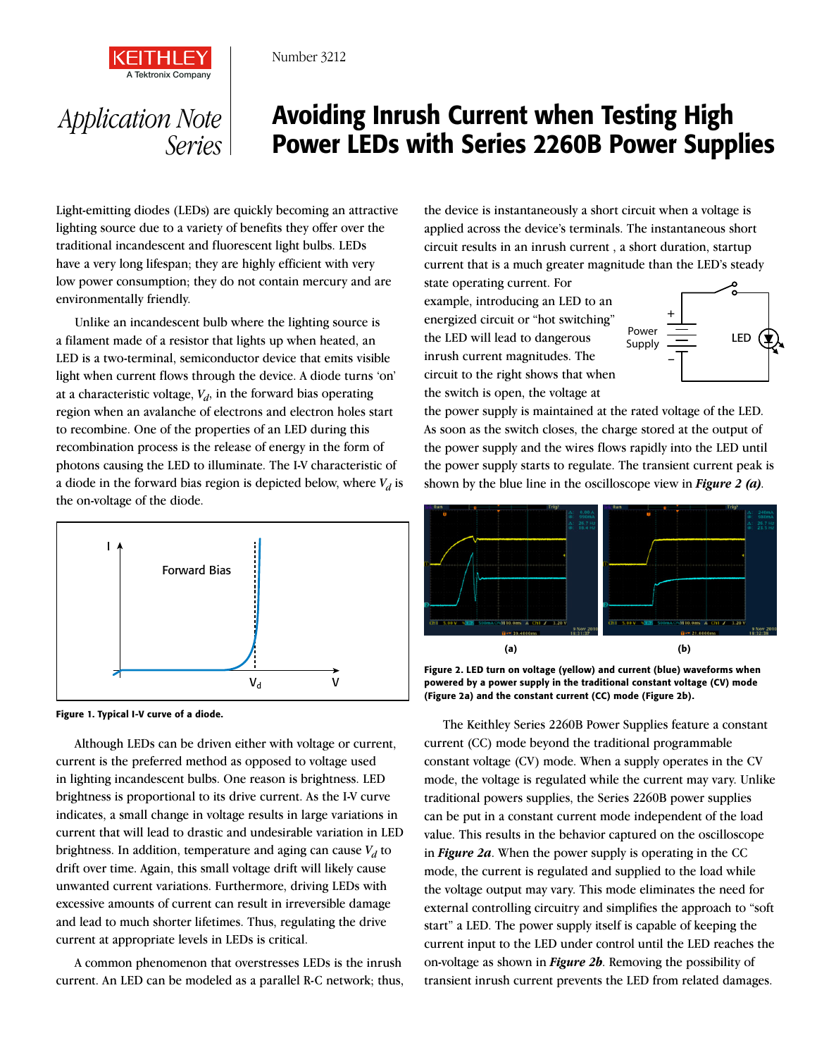Number 3212

*Application Note Series*

# Avoiding Inrush Current when Testing High Power LEDs with Series 2260B Power Supplies

Light-emitting diodes (LEDs) are quickly becoming an attractive lighting source due to a variety of benefits they offer over the traditional incandescent and fluorescent light bulbs. LEDs have a very long lifespan; they are highly efficient with very low power consumption; they do not contain mercury and are environmentally friendly.

Unlike an incandescent bulb where the lighting source is a filament made of a resistor that lights up when heated, an LED is a two-terminal, semiconductor device that emits visible light when current flows through the device. A diode turns 'on' at a characteristic voltage, $V_d$, in the forward bias operating region when an avalanche of electrons and electron holes start to recombine. One of the properties of an LED during this recombination process is the release of energy in the form of photons causing the LED to illuminate. The I-V characteristic of a diode in the forward bias region is depicted below, where $V_d$ is the on-voltage of the diode.

**Figure 1. Typical I-V curve of a diode.**

Although LEDs can be driven either with voltage or current, current is the preferred method as opposed to voltage used in lighting incandescent bulbs. One reason is brightness. LED brightness is proportional to its drive current. As the I-V curve indicates, a small change in voltage results in large variations in current that will lead to drastic and undesirable variation in LED brightness. In addition, temperature and aging can cause $V_d$ to drift over time. Again, this small voltage drift will likely cause unwanted current variations. Furthermore, driving LEDs with excessive amounts of current can result in irreversible damage and lead to much shorter lifetimes. Thus, regulating the drive current at appropriate levels in LEDs is critical.

A common phenomenon that overstresses LEDs is the inrush current. An LED can be modeled as a parallel R-C network; thus, the device is instantaneously a short circuit when a voltage is applied across the device's terminals. The instantaneous short circuit results in an inrush current , a short duration, startup current that is a much greater magnitude than the LED's steady state operating current. For example, introducing an LED to an energized circuit or "hot switching" the LED will lead to dangerous inrush current magnitudes. The circuit to the right shows that when the switch is open, the voltage at the power supply is maintained at the rated voltage of the LED. As soon as the switch closes, the charge stored at the output of the power supply and the wires flows rapidly into the LED until the power supply starts to regulate. The transient current peak is shown by the blue line in the oscilloscope view in ***Figure 2 (a)***.

**Figure 2. LED turn on voltage (yellow) and current (blue) waveforms when powered by a power supply in the traditional constant voltage (CV) mode (Figure 2a) and the constant current (CC) mode (Figure 2b).**

The Keithley Series 2260B Power Supplies feature a constant current (CC) mode beyond the traditional programmable constant voltage (CV) mode. When a supply operates in the CV mode, the voltage is regulated while the current may vary. Unlike traditional powers supplies, the Series 2260B power supplies can be put in a constant current mode independent of the load value. This results in the behavior captured on the oscilloscope in ***Figure 2a***. When the power supply is operating in the CC mode, the current is regulated and supplied to the load while the voltage output may vary. This mode eliminates the need for external controlling circuitry and simplifies the approach to "soft start" a LED. The power supply itself is capable of keeping the current input to the LED under control until the LED reaches the on-voltage as shown in ***Figure 2b***. Removing the possibility of transient inrush current prevents the LED from related damages.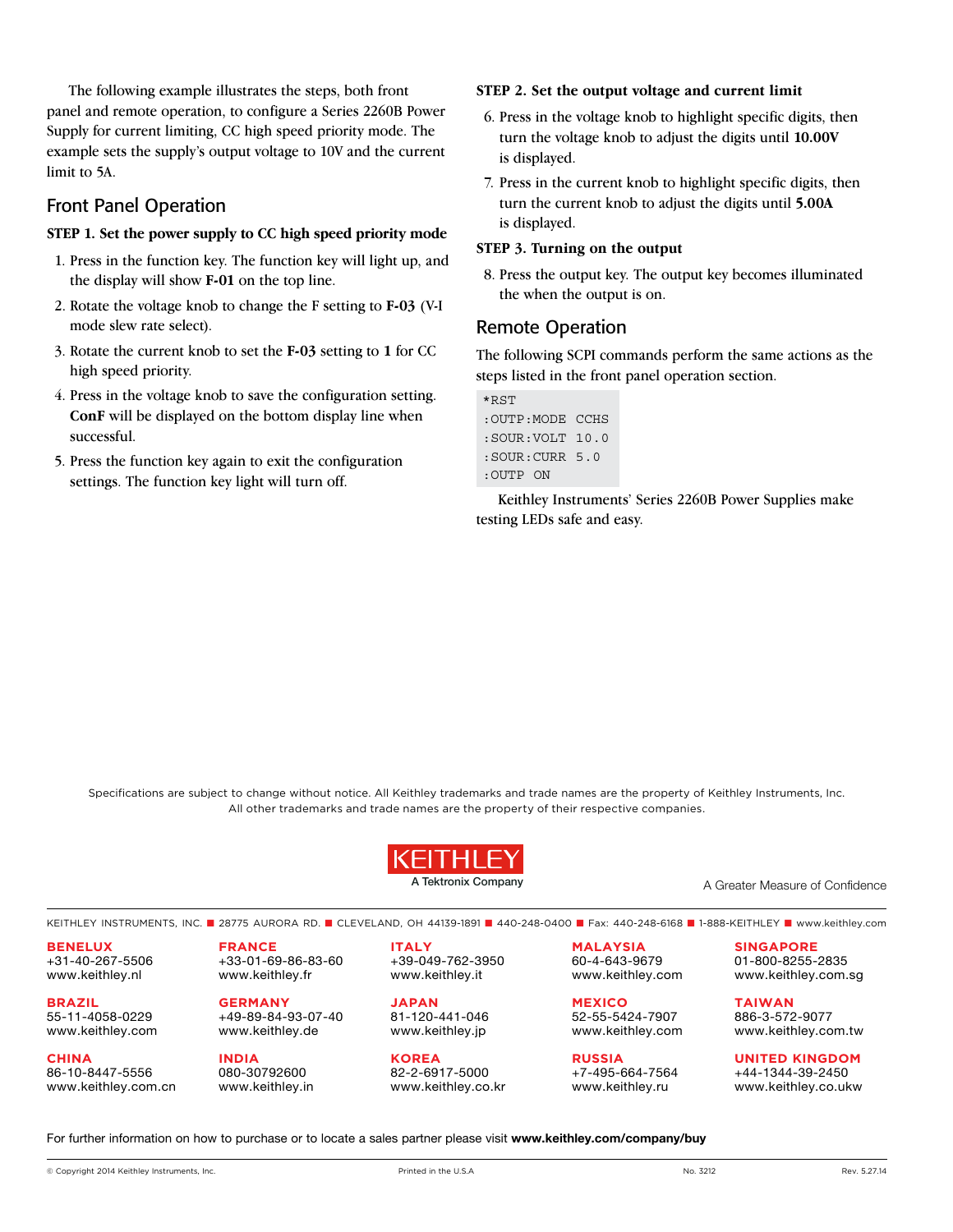The following example illustrates the steps, both front panel and remote operation, to configure a Series 2260B Power Supply for current limiting, CC high speed priority mode. The example sets the supply's output voltage to 10V and the current limit to 5A.

## Front Panel Operation

**STEP 1. Set the power supply to CC high speed priority mode**

1. Press in the function key. The function key will light up, and the display will show **F-01** on the top line.
2. Rotate the voltage knob to change the F setting to **F-03** (V-I mode slew rate select).
3. Rotate the current knob to set the **F-03** setting to **1** for CC high speed priority.
4. Press in the voltage knob to save the configuration setting. **ConF** will be displayed on the bottom display line when successful.
5. Press the function key again to exit the configuration settings. The function key light will turn off.

**STEP 2. Set the output voltage and current limit**

6. Press in the voltage knob to highlight specific digits, then turn the voltage knob to adjust the digits until **10.00V** is displayed.
7. Press in the current knob to highlight specific digits, then turn the current knob to adjust the digits until **5.00A** is displayed.

**STEP 3. Turning on the output**

8. Press the output key. The output key becomes illuminated the when the output is on.

## Remote Operation

The following SCPI commands perform the same actions as the steps listed in the front panel operation section.

```
*RST
:OUTP:MODE CCHS
:SOUR:VOLT 10.0
:SOUR:CURR 5.0
:OUTP ON
```

Keithley Instruments' Series 2260B Power Supplies make testing LEDs safe and easy.

Specifications are subject to change without notice. All Keithley trademarks and trade names are the property of Keithley Instruments, Inc. All other trademarks and trade names are the property of their respective companies.

KEITHLEY
A Tektronix Company

A Greater Measure of Confidence

KEITHLEY INSTRUMENTS, INC. ■ 28775 AURORA RD. ■ CLEVELAND, OH 44139-1891 ■ 440-248-0400 ■ Fax: 440-248-6168 ■ 1-888-KEITHLEY ■ www.keithley.com

**BENELUX**
+31-40-267-5506
www.keithley.nl

**BRAZIL**
55-11-4058-0229
www.keithley.com

**CHINA**
86-10-8447-5556
www.keithley.com.cn

**FRANCE**
+33-01-69-86-83-60
www.keithley.fr

**GERMANY**
+49-89-84-93-07-40
www.keithley.de

**INDIA**
080-30792600
www.keithley.in

**ITALY**
+39-049-762-3950
www.keithley.it

**JAPAN**
81-120-441-046
www.keithley.jp

**KOREA**
82-2-6917-5000
www.keithley.co.kr

**MALAYSIA**
60-4-643-9679
www.keithley.com

**MEXICO**
52-55-5424-7907
www.keithley.com

**RUSSIA**
+7-495-664-7564
www.keithley.ru

**SINGAPORE**
01-800-8255-2835
www.keithley.com.sg

**TAIWAN**
886-3-572-9077
www.keithley.com.tw

**UNITED KINGDOM**
+44-1344-39-2450
www.keithley.co.ukw

For further information on how to purchase or to locate a sales partner please visit **www.keithley.com/company/buy**

© Copyright 2014 Keithley Instruments, Inc. Printed in the U.S.A No. 3212 Rev. 5.27.14